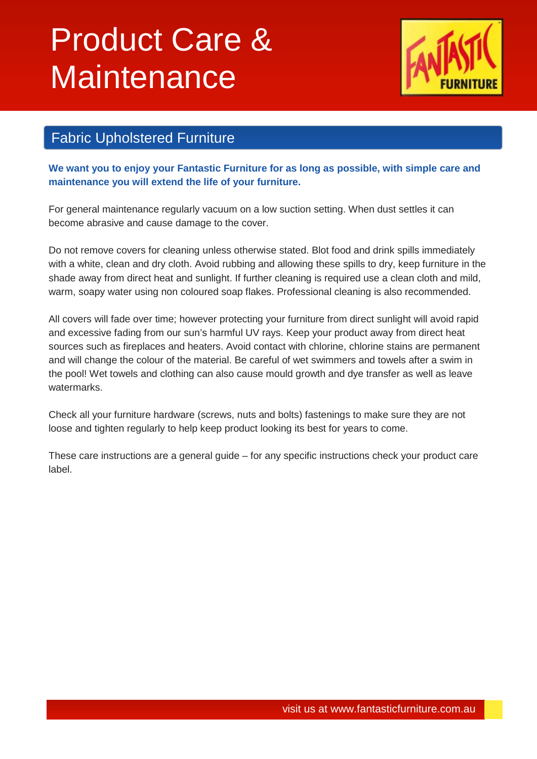# Product Care & Maintenance

## Fabric Upholstered Furniture

**We want you to enjoy your Fantastic Furniture for as long as possible, with simple care and maintenance you will extend the life of your furniture.**

For general maintenance regularly vacuum on a low suction setting. When dust settles it can become abrasive and cause damage to the cover.

Do not remove covers for cleaning unless otherwise stated. Blot food and drink spills immediately with a white, clean and dry cloth. Avoid rubbing and allowing these spills to dry, keep furniture in the shade away from direct heat and sunlight. If further cleaning is required use a clean cloth and mild, warm, soapy water using non coloured soap flakes. Professional cleaning is also recommended.

All covers will fade over time; however protecting your furniture from direct sunlight will avoid rapid and excessive fading from our sun's harmful UV rays. Keep your product away from direct heat sources such as fireplaces and heaters. Avoid contact with chlorine, chlorine stains are permanent and will change the colour of the material. Be careful of wet swimmers and towels after a swim in the pool! Wet towels and clothing can also cause mould growth and dye transfer as well as leave watermarks.

Check all your furniture hardware (screws, nuts and bolts) fastenings to make sure they are not loose and tighten regularly to help keep product looking its best for years to come.

These care instructions are a general guide – for any specific instructions check your product care label.

visit us at www.fantasticfurniture.com.au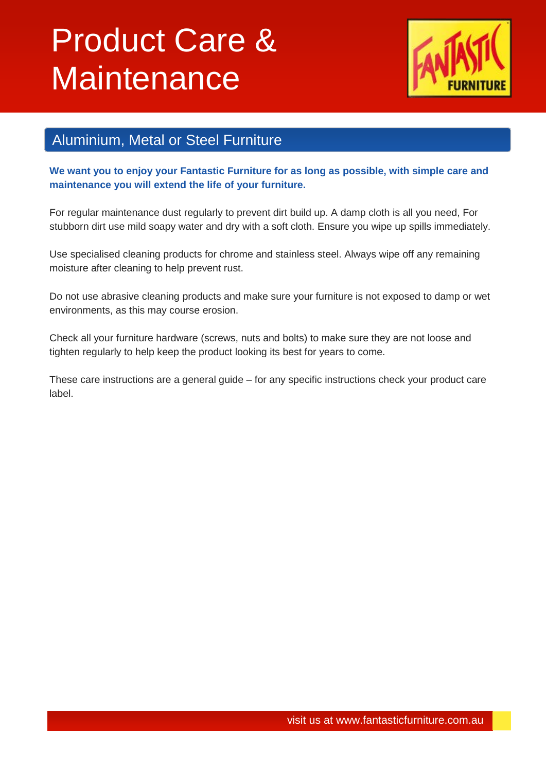# Product Care & Maintenance

## Aluminium, Metal or Steel Furniture

**We want you to enjoy your Fantastic Furniture for as long as possible, with simple care and maintenance you will extend the life of your furniture.**

For regular maintenance dust regularly to prevent dirt build up. A damp cloth is all you need, For stubborn dirt use mild soapy water and dry with a soft cloth. Ensure you wipe up spills immediately.

Use specialised cleaning products for chrome and stainless steel. Always wipe off any remaining moisture after cleaning to help prevent rust.

Do not use abrasive cleaning products and make sure your furniture is not exposed to damp or wet environments, as this may course erosion.

Check all your furniture hardware (screws, nuts and bolts) to make sure they are not loose and tighten regularly to help keep the product looking its best for years to come.

These care instructions are a general guide – for any specific instructions check your product care label.

visit us at www.fantasticfurniture.com.au